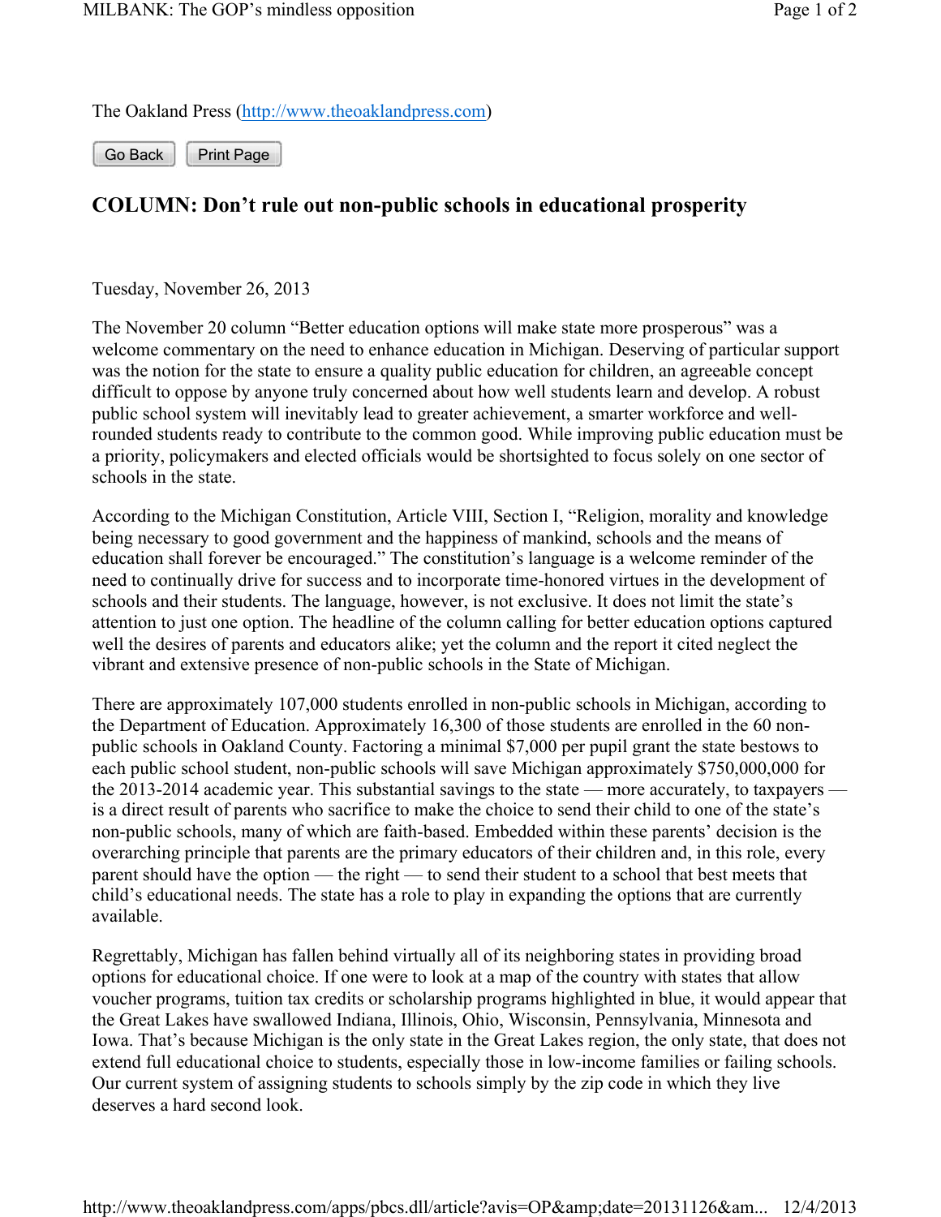The Oakland Press (http://www.theoaklandpress.com)

Go Back | Print Page

# COLUMN: Don’t rule out non-public schools in educational prosperity

Tuesday, November 26, 2013

The November 20 column “Better education options will make state more prosperous” was a welcome commentary on the need to enhance education in Michigan. Deserving of particular support was the notion for the state to ensure a quality public education for children, an agreeable concept difficult to oppose by anyone truly concerned about how well students learn and develop. A robust public school system will inevitably lead to greater achievement, a smarter workforce and well-rounded students ready to contribute to the common good. While improving public education must be a priority, policymakers and elected officials would be shortsighted to focus solely on one sector of schools in the state.

According to the Michigan Constitution, Article VIII, Section I, “Religion, morality and knowledge being necessary to good government and the happiness of mankind, schools and the means of education shall forever be encouraged.” The constitution’s language is a welcome reminder of the need to continually drive for success and to incorporate time-honored virtues in the development of schools and their students. The language, however, is not exclusive. It does not limit the state’s attention to just one option. The headline of the column calling for better education options captured well the desires of parents and educators alike; yet the column and the report it cited neglect the vibrant and extensive presence of non-public schools in the State of Michigan.

There are approximately 107,000 students enrolled in non-public schools in Michigan, according to the Department of Education. Approximately 16,300 of those students are enrolled in the 60 non-public schools in Oakland County. Factoring a minimal $7,000 per pupil grant the state bestows to each public school student, non-public schools will save Michigan approximately $750,000,000 for the 2013-2014 academic year. This substantial savings to the state — more accurately, to taxpayers — is a direct result of parents who sacrifice to make the choice to send their child to one of the state’s non-public schools, many of which are faith-based. Embedded within these parents’ decision is the overarching principle that parents are the primary educators of their children and, in this role, every parent should have the option — the right — to send their student to a school that best meets that child’s educational needs. The state has a role to play in expanding the options that are currently available.

Regrettably, Michigan has fallen behind virtually all of its neighboring states in providing broad options for educational choice. If one were to look at a map of the country with states that allow voucher programs, tuition tax credits or scholarship programs highlighted in blue, it would appear that the Great Lakes have swallowed Indiana, Illinois, Ohio, Wisconsin, Pennsylvania, Minnesota and Iowa. That’s because Michigan is the only state in the Great Lakes region, the only state, that does not extend full educational choice to students, especially those in low-income families or failing schools. Our current system of assigning students to schools simply by the zip code in which they live deserves a hard second look.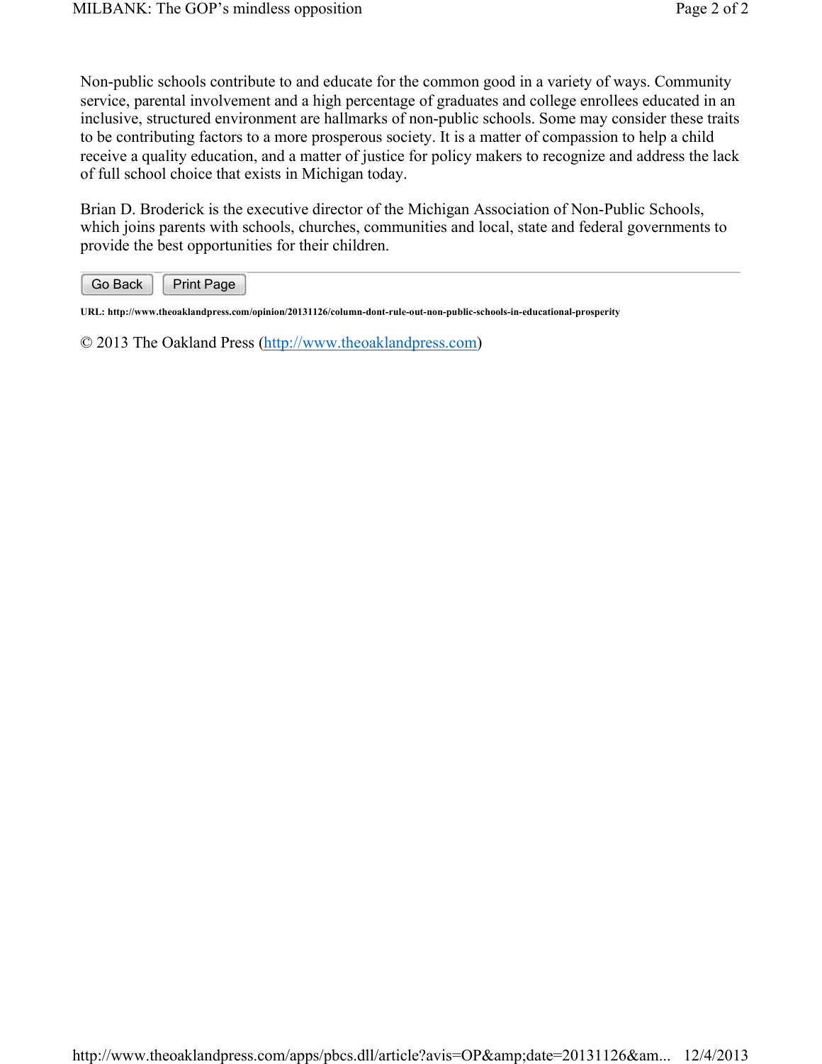Non-public schools contribute to and educate for the common good in a variety of ways. Community service, parental involvement and a high percentage of graduates and college enrollees educated in an inclusive, structured environment are hallmarks of non-public schools. Some may consider these traits to be contributing factors to a more prosperous society. It is a matter of compassion to help a child receive a quality education, and a matter of justice for policy makers to recognize and address the lack of full school choice that exists in Michigan today.

Brian D. Broderick is the executive director of the Michigan Association of Non-Public Schools, which joins parents with schools, churches, communities and local, state and federal governments to provide the best opportunities for their children.

Go Back | Print Page

**URL: http://www.theoaklandpress.com/opinion/20131126/column-dont-rule-out-non-public-schools-in-educational-prosperity**

© 2013 The Oakland Press (http://www.theoaklandpress.com)